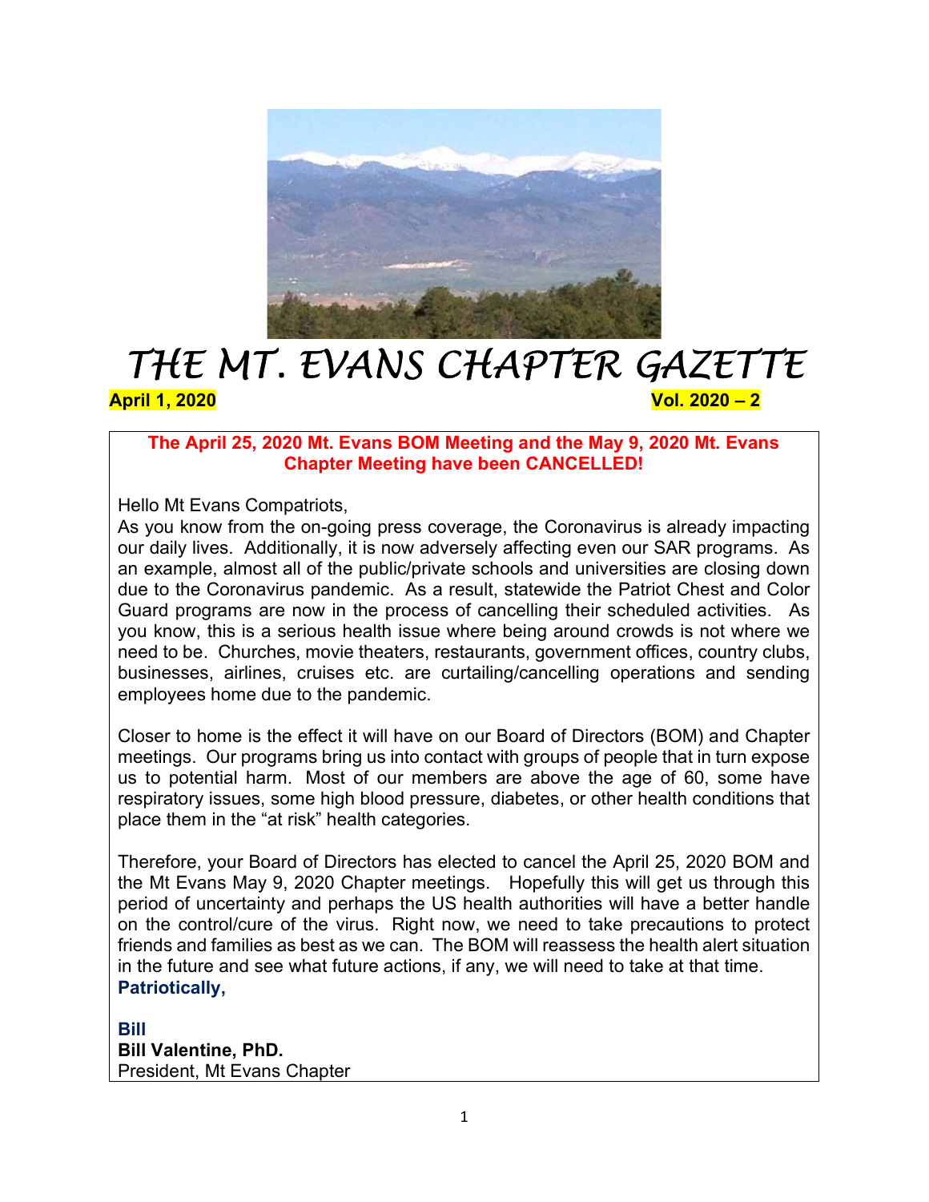# THE MT. EVANS CHAPTER GAZETTE

**April 1, 2020** **Vol. 2020 – 2**

**The April 25, 2020 Mt. Evans BOM Meeting and the May 9, 2020 Mt. Evans Chapter Meeting have been CANCELLED!**

Hello Mt Evans Compatriots,

As you know from the on-going press coverage, the Coronavirus is already impacting our daily lives. Additionally, it is now adversely affecting even our SAR programs. As an example, almost all of the public/private schools and universities are closing down due to the Coronavirus pandemic. As a result, statewide the Patriot Chest and Color Guard programs are now in the process of cancelling their scheduled activities. As you know, this is a serious health issue where being around crowds is not where we need to be. Churches, movie theaters, restaurants, government offices, country clubs, businesses, airlines, cruises etc. are curtailing/cancelling operations and sending employees home due to the pandemic.

Closer to home is the effect it will have on our Board of Directors (BOM) and Chapter meetings. Our programs bring us into contact with groups of people that in turn expose us to potential harm. Most of our members are above the age of 60, some have respiratory issues, some high blood pressure, diabetes, or other health conditions that place them in the "at risk" health categories.

Therefore, your Board of Directors has elected to cancel the April 25, 2020 BOM and the Mt Evans May 9, 2020 Chapter meetings. Hopefully this will get us through this period of uncertainty and perhaps the US health authorities will have a better handle on the control/cure of the virus. Right now, we need to take precautions to protect friends and families as best as we can. The BOM will reassess the health alert situation in the future and see what future actions, if any, we will need to take at that time.

**Patriotically,**

**Bill**

**Bill Valentine, PhD.**

President, Mt Evans Chapter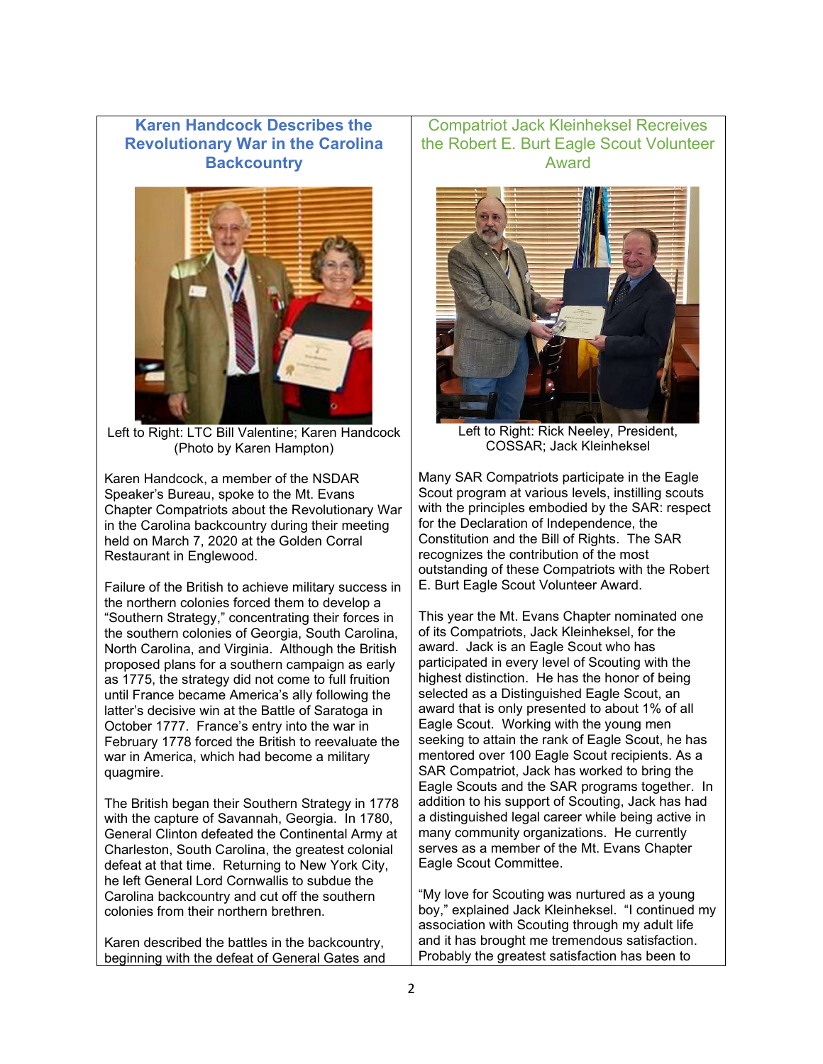## Karen Handcock Describes the Revolutionary War in the Carolina Backcountry

Left to Right: LTC Bill Valentine; Karen Handcock (Photo by Karen Hampton)

Karen Handcock, a member of the NSDAR Speaker's Bureau, spoke to the Mt. Evans Chapter Compatriots about the Revolutionary War in the Carolina backcountry during their meeting held on March 7, 2020 at the Golden Corral Restaurant in Englewood.

Failure of the British to achieve military success in the northern colonies forced them to develop a "Southern Strategy," concentrating their forces in the southern colonies of Georgia, South Carolina, North Carolina, and Virginia. Although the British proposed plans for a southern campaign as early as 1775, the strategy did not come to full fruition until France became America's ally following the latter's decisive win at the Battle of Saratoga in October 1777. France's entry into the war in February 1778 forced the British to reevaluate the war in America, which had become a military quagmire.

The British began their Southern Strategy in 1778 with the capture of Savannah, Georgia. In 1780, General Clinton defeated the Continental Army at Charleston, South Carolina, the greatest colonial defeat at that time. Returning to New York City, he left General Lord Cornwallis to subdue the Carolina backcountry and cut off the southern colonies from their northern brethren.

Karen described the battles in the backcountry, beginning with the defeat of General Gates and

## Compatriot Jack Kleinheksel Recreives the Robert E. Burt Eagle Scout Volunteer Award

Left to Right: Rick Neeley, President, COSSAR; Jack Kleinheksel

Many SAR Compatriots participate in the Eagle Scout program at various levels, instilling scouts with the principles embodied by the SAR: respect for the Declaration of Independence, the Constitution and the Bill of Rights. The SAR recognizes the contribution of the most outstanding of these Compatriots with the Robert E. Burt Eagle Scout Volunteer Award.

This year the Mt. Evans Chapter nominated one of its Compatriots, Jack Kleinheksel, for the award. Jack is an Eagle Scout who has participated in every level of Scouting with the highest distinction. He has the honor of being selected as a Distinguished Eagle Scout, an award that is only presented to about 1% of all Eagle Scout. Working with the young men seeking to attain the rank of Eagle Scout, he has mentored over 100 Eagle Scout recipients. As a SAR Compatriot, Jack has worked to bring the Eagle Scouts and the SAR programs together. In addition to his support of Scouting, Jack has had a distinguished legal career while being active in many community organizations. He currently serves as a member of the Mt. Evans Chapter Eagle Scout Committee.

"My love for Scouting was nurtured as a young boy," explained Jack Kleinheksel. "I continued my association with Scouting through my adult life and it has brought me tremendous satisfaction. Probably the greatest satisfaction has been to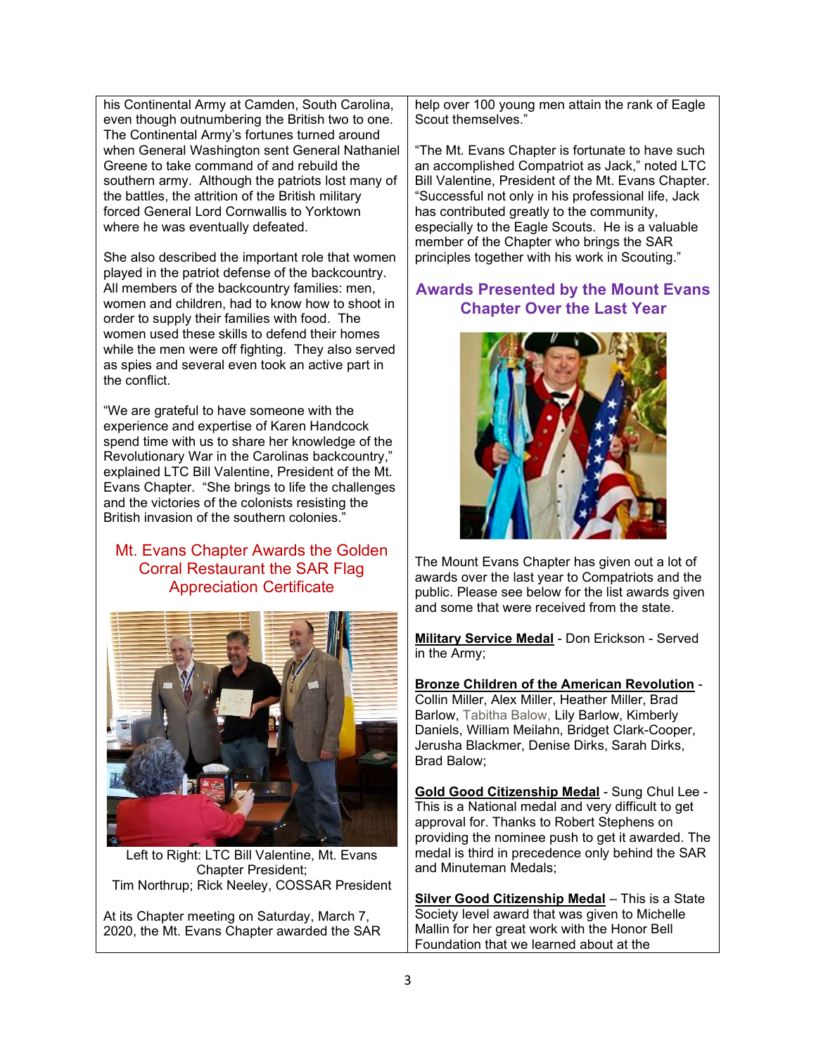his Continental Army at Camden, South Carolina, even though outnumbering the British two to one. The Continental Army's fortunes turned around when General Washington sent General Nathaniel Greene to take command of and rebuild the southern army. Although the patriots lost many of the battles, the attrition of the British military forced General Lord Cornwallis to Yorktown where he was eventually defeated.

She also described the important role that women played in the patriot defense of the backcountry. All members of the backcountry families: men, women and children, had to know how to shoot in order to supply their families with food. The women used these skills to defend their homes while the men were off fighting. They also served as spies and several even took an active part in the conflict.

"We are grateful to have someone with the experience and expertise of Karen Handcock spend time with us to share her knowledge of the Revolutionary War in the Carolinas backcountry," explained LTC Bill Valentine, President of the Mt. Evans Chapter. "She brings to life the challenges and the victories of the colonists resisting the British invasion of the southern colonies."

## Mt. Evans Chapter Awards the Golden Corral Restaurant the SAR Flag Appreciation Certificate

Left to Right: LTC Bill Valentine, Mt. Evans Chapter President; Tim Northrup; Rick Neeley, COSSAR President

At its Chapter meeting on Saturday, March 7, 2020, the Mt. Evans Chapter awarded the SAR

help over 100 young men attain the rank of Eagle Scout themselves."

"The Mt. Evans Chapter is fortunate to have such an accomplished Compatriot as Jack," noted LTC Bill Valentine, President of the Mt. Evans Chapter. "Successful not only in his professional life, Jack has contributed greatly to the community, especially to the Eagle Scouts. He is a valuable member of the Chapter who brings the SAR principles together with his work in Scouting."

## Awards Presented by the Mount Evans Chapter Over the Last Year

The Mount Evans Chapter has given out a lot of awards over the last year to Compatriots and the public. Please see below for the list awards given and some that were received from the state.

**Military Service Medal** - Don Erickson - Served in the Army;

**Bronze Children of the American Revolution** - Collin Miller, Alex Miller, Heather Miller, Brad Barlow, Tabitha Balow, Lily Barlow, Kimberly Daniels, William Meilahn, Bridget Clark-Cooper, Jerusha Blackmer, Denise Dirks, Sarah Dirks, Brad Balow;

**Gold Good Citizenship Medal** - Sung Chul Lee - This is a National medal and very difficult to get approval for. Thanks to Robert Stephens on providing the nominee push to get it awarded. The medal is third in precedence only behind the SAR and Minuteman Medals;

**Silver Good Citizenship Medal** – This is a State Society level award that was given to Michelle Mallin for her great work with the Honor Bell Foundation that we learned about at the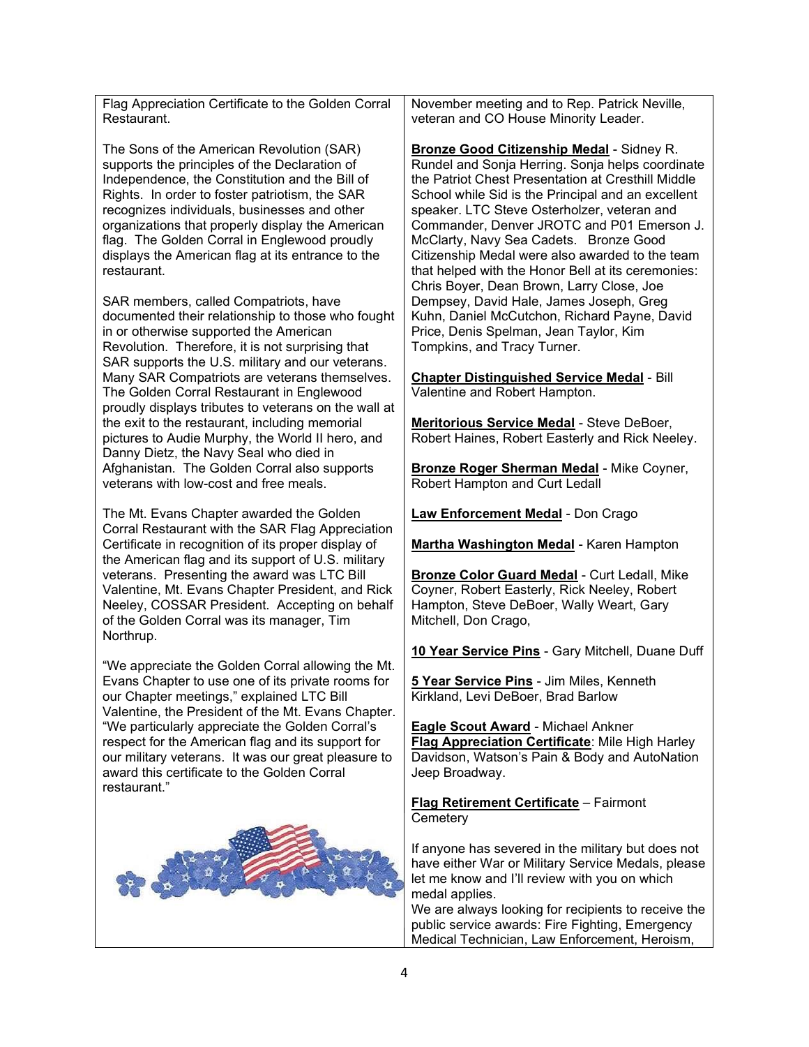Flag Appreciation Certificate to the Golden Corral Restaurant.

The Sons of the American Revolution (SAR) supports the principles of the Declaration of Independence, the Constitution and the Bill of Rights. In order to foster patriotism, the SAR recognizes individuals, businesses and other organizations that properly display the American flag. The Golden Corral in Englewood proudly displays the American flag at its entrance to the restaurant.

SAR members, called Compatriots, have documented their relationship to those who fought in or otherwise supported the American Revolution. Therefore, it is not surprising that SAR supports the U.S. military and our veterans. Many SAR Compatriots are veterans themselves. The Golden Corral Restaurant in Englewood proudly displays tributes to veterans on the wall at the exit to the restaurant, including memorial pictures to Audie Murphy, the World II hero, and Danny Dietz, the Navy Seal who died in Afghanistan. The Golden Corral also supports veterans with low-cost and free meals.

The Mt. Evans Chapter awarded the Golden Corral Restaurant with the SAR Flag Appreciation Certificate in recognition of its proper display of the American flag and its support of U.S. military veterans. Presenting the award was LTC Bill Valentine, Mt. Evans Chapter President, and Rick Neeley, COSSAR President. Accepting on behalf of the Golden Corral was its manager, Tim Northrup.

"We appreciate the Golden Corral allowing the Mt. Evans Chapter to use one of its private rooms for our Chapter meetings," explained LTC Bill Valentine, the President of the Mt. Evans Chapter. "We particularly appreciate the Golden Corral's respect for the American flag and its support for our military veterans. It was our great pleasure to award this certificate to the Golden Corral restaurant."

November meeting and to Rep. Patrick Neville, veteran and CO House Minority Leader.

**Bronze Good Citizenship Medal** - Sidney R. Rundel and Sonja Herring. Sonja helps coordinate the Patriot Chest Presentation at Cresthill Middle School while Sid is the Principal and an excellent speaker. LTC Steve Osterholzer, veteran and Commander, Denver JROTC and P01 Emerson J. McClarty, Navy Sea Cadets. Bronze Good Citizenship Medal were also awarded to the team that helped with the Honor Bell at its ceremonies: Chris Boyer, Dean Brown, Larry Close, Joe Dempsey, David Hale, James Joseph, Greg Kuhn, Daniel McCutchon, Richard Payne, David Price, Denis Spelman, Jean Taylor, Kim Tompkins, and Tracy Turner.

**Chapter Distinguished Service Medal** - Bill Valentine and Robert Hampton.

**Meritorious Service Medal** - Steve DeBoer, Robert Haines, Robert Easterly and Rick Neeley.

**Bronze Roger Sherman Medal** - Mike Coyner, Robert Hampton and Curt Ledall

**Law Enforcement Medal** - Don Crago

**Martha Washington Medal** - Karen Hampton

**Bronze Color Guard Medal** - Curt Ledall, Mike Coyner, Robert Easterly, Rick Neeley, Robert Hampton, Steve DeBoer, Wally Weart, Gary Mitchell, Don Crago,

**10 Year Service Pins** - Gary Mitchell, Duane Duff

**5 Year Service Pins** - Jim Miles, Kenneth Kirkland, Levi DeBoer, Brad Barlow

**Eagle Scout Award** - Michael Ankner
**Flag Appreciation Certificate**: Mile High Harley Davidson, Watson's Pain & Body and AutoNation Jeep Broadway.

**Flag Retirement Certificate** – Fairmont Cemetery

If anyone has severed in the military but does not have either War or Military Service Medals, please let me know and I'll review with you on which medal applies.
We are always looking for recipients to receive the public service awards: Fire Fighting, Emergency Medical Technician, Law Enforcement, Heroism,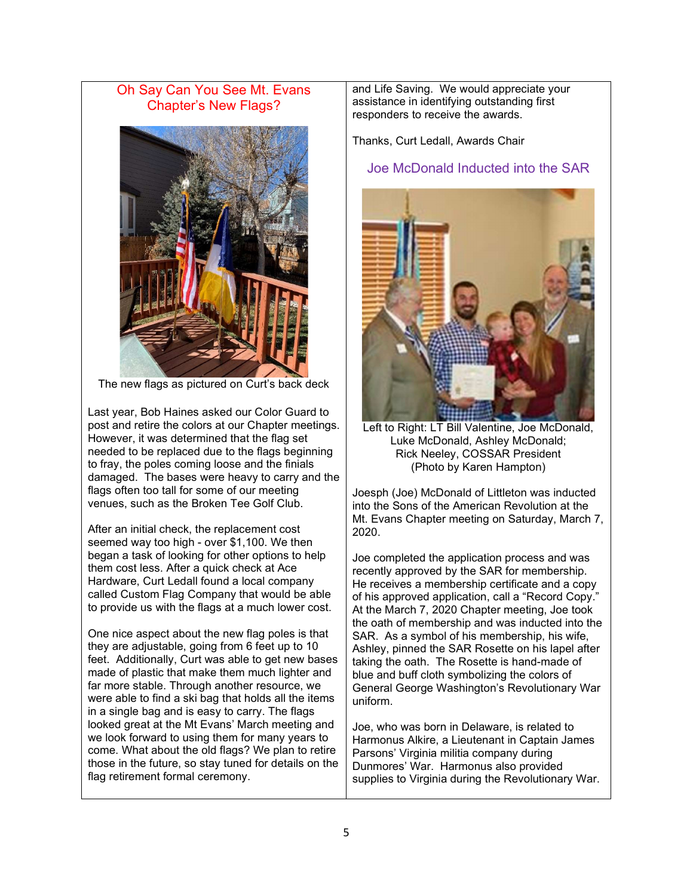## Oh Say Can You See Mt. Evans Chapter's New Flags?

The new flags as pictured on Curt's back deck

Last year, Bob Haines asked our Color Guard to post and retire the colors at our Chapter meetings. However, it was determined that the flag set needed to be replaced due to the flags beginning to fray, the poles coming loose and the finials damaged. The bases were heavy to carry and the flags often too tall for some of our meeting venues, such as the Broken Tee Golf Club.

After an initial check, the replacement cost seemed way too high - over $1,100. We then began a task of looking for other options to help them cost less. After a quick check at Ace Hardware, Curt Ledall found a local company called Custom Flag Company that would be able to provide us with the flags at a much lower cost.

One nice aspect about the new flag poles is that they are adjustable, going from 6 feet up to 10 feet. Additionally, Curt was able to get new bases made of plastic that make them much lighter and far more stable. Through another resource, we were able to find a ski bag that holds all the items in a single bag and is easy to carry. The flags looked great at the Mt Evans' March meeting and we look forward to using them for many years to come. What about the old flags? We plan to retire those in the future, so stay tuned for details on the flag retirement formal ceremony.

and Life Saving. We would appreciate your assistance in identifying outstanding first responders to receive the awards.

Thanks, Curt Ledall, Awards Chair

## Joe McDonald Inducted into the SAR

Left to Right: LT Bill Valentine, Joe McDonald, Luke McDonald, Ashley McDonald; Rick Neeley, COSSAR President (Photo by Karen Hampton)

Joesph (Joe) McDonald of Littleton was inducted into the Sons of the American Revolution at the Mt. Evans Chapter meeting on Saturday, March 7, 2020.

Joe completed the application process and was recently approved by the SAR for membership. He receives a membership certificate and a copy of his approved application, call a "Record Copy." At the March 7, 2020 Chapter meeting, Joe took the oath of membership and was inducted into the SAR. As a symbol of his membership, his wife, Ashley, pinned the SAR Rosette on his lapel after taking the oath. The Rosette is hand-made of blue and buff cloth symbolizing the colors of General George Washington's Revolutionary War uniform.

Joe, who was born in Delaware, is related to Harmonus Alkire, a Lieutenant in Captain James Parsons' Virginia militia company during Dunmores' War. Harmonus also provided supplies to Virginia during the Revolutionary War.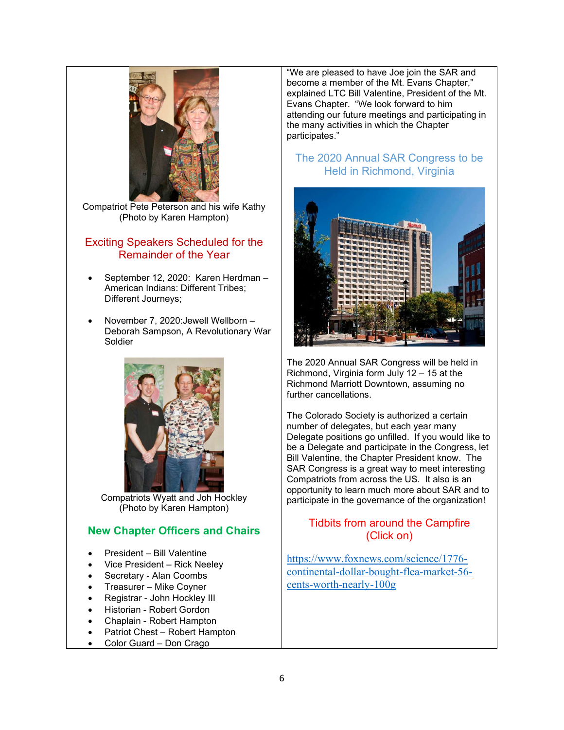Compatriot Pete Peterson and his wife Kathy
(Photo by Karen Hampton)

## Exciting Speakers Scheduled for the Remainder of the Year

- September 12, 2020: Karen Herdman – American Indians: Different Tribes; Different Journeys;
- November 7, 2020:Jewell Wellborn – Deborah Sampson, A Revolutionary War Soldier

Compatriots Wyatt and Joh Hockley
(Photo by Karen Hampton)

## New Chapter Officers and Chairs

- President – Bill Valentine
- Vice President – Rick Neeley
- Secretary - Alan Coombs
- Treasurer – Mike Coyner
- Registrar - John Hockley III
- Historian - Robert Gordon
- Chaplain - Robert Hampton
- Patriot Chest – Robert Hampton
- Color Guard – Don Crago

"We are pleased to have Joe join the SAR and become a member of the Mt. Evans Chapter," explained LTC Bill Valentine, President of the Mt. Evans Chapter. "We look forward to him attending our future meetings and participating in the many activities in which the Chapter participates."

## The 2020 Annual SAR Congress to be Held in Richmond, Virginia

The 2020 Annual SAR Congress will be held in Richmond, Virginia form July 12 – 15 at the Richmond Marriott Downtown, assuming no further cancellations.

The Colorado Society is authorized a certain number of delegates, but each year many Delegate positions go unfilled. If you would like to be a Delegate and participate in the Congress, let Bill Valentine, the Chapter President know. The SAR Congress is a great way to meet interesting Compatriots from across the US. It also is an opportunity to learn much more about SAR and to participate in the governance of the organization!

## Tidbits from around the Campfire (Click on)

https://www.foxnews.com/science/1776-continental-dollar-bought-flea-market-56-cents-worth-nearly-100g